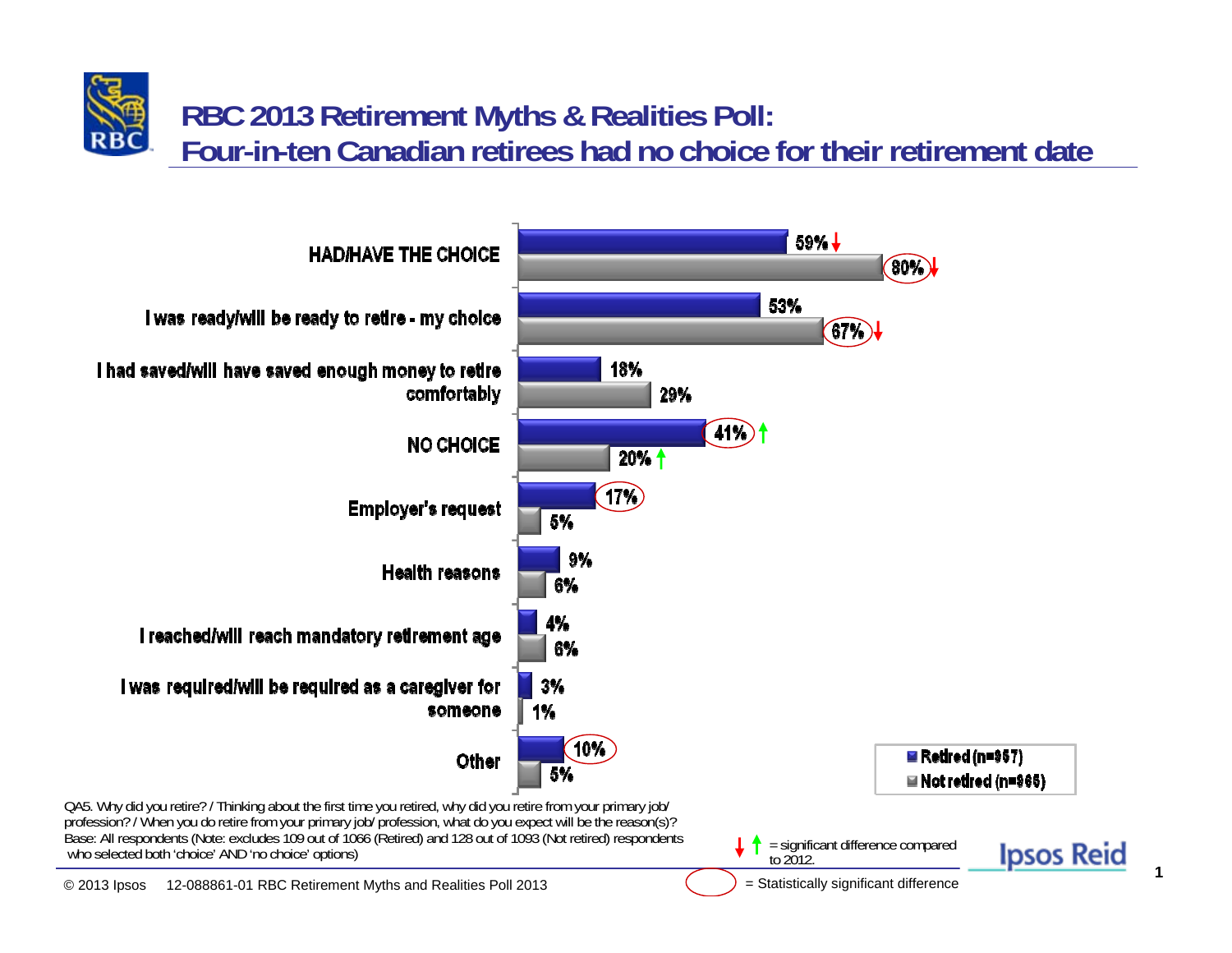# RBC 2013 Retirement Myths & Realities Poll:
## Four-in-ten Canadian retirees had no choice for their retirement date

| | Retired (n=957) | Not retired (n=965) |
|---|---|---|
| HAD/HAVE THE CHOICE | 59% ↓ | 80% ↓ (circled) |
| I was ready/will be ready to retire - my choice | 53% | 67% ↓ (circled) |
| I had saved/will have saved enough money to retire comfortably | 18% | 29% |
| NO CHOICE | 41% ↑ (circled) | 20% ↑ |
| Employer's request | 17% (circled) | 5% |
| Health reasons | 9% | 6% |
| I reached/will reach mandatory retirement age | 4% | 6% |
| I was required/will be required as a caregiver for someone | 3% | 1% |
| Other | 10% (circled) | 5% |

QA5. Why did you retire? / Thinking about the first time you retired, why did you retire from your primary job/ profession? / When you do retire from your primary job/ profession, what do you expect will be the reason(s)?
Base: All respondents (Note: excludes 109 out of 1066 (Retired) and 128 out of 1093 (Not retired) respondents who selected both 'choice' AND 'no choice' options)

↓ ↑ = significant difference compared to 2012.

(circle) = Statistically significant difference

© 2013 Ipsos 12-088861-01 RBC Retirement Myths and Realities Poll 2013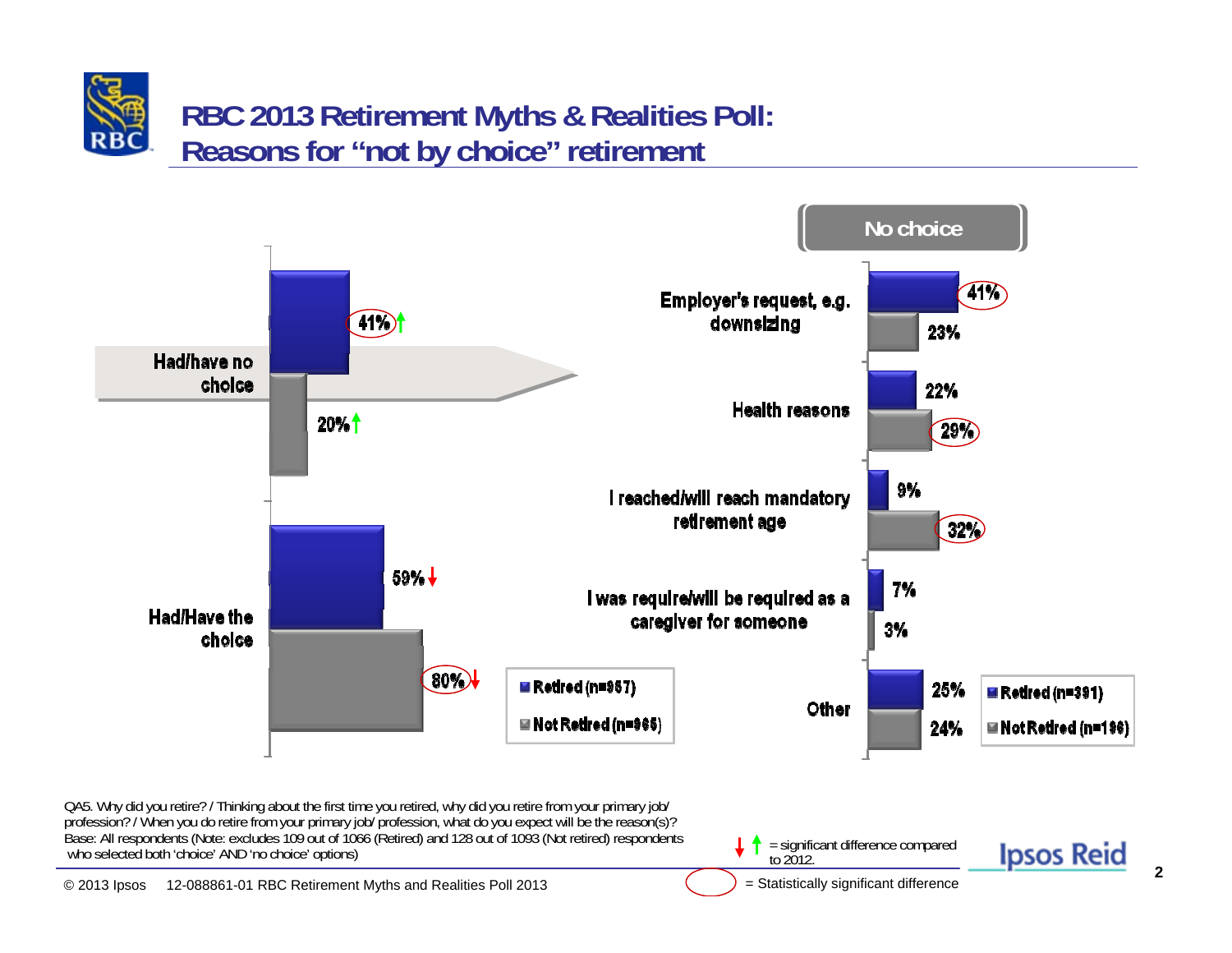# RBC 2013 Retirement Myths & Realities Poll: Reasons for "not by choice" retirement

| | Retired (n=957) | Not Retired (n=965) |
|---|---|---|
| Had/have no choice | 41% ↑ | 20% ↑ |
| Had/Have the choice | 59% ↓ | 80% ↓ |

**No choice**

| | Retired (n=391) | Not Retired (n=196) |
|---|---|---|
| Employer's request, e.g. downsizing | 41% (circled) | 23% |
| Health reasons | 22% | 29% (circled) |
| I reached/will reach mandatory retirement age | 9% | 32% (circled) |
| I was require/will be required as a caregiver for someone | 7% | 3% |
| Other | 25% | 24% |

QA5. Why did you retire? / Thinking about the first time you retired, why did you retire from your primary job/ profession? / When you do retire from your primary job/ profession, what do you expect will be the reason(s)?
Base: All respondents (Note: excludes 109 out of 1066 (Retired) and 128 out of 1093 (Not retired) respondents who selected both 'choice' AND 'no choice' options)

↓ ↑ = significant difference compared to 2012.

(circled) = Statistically significant difference

© 2013 Ipsos 12-088861-01 RBC Retirement Myths and Realities Poll 2013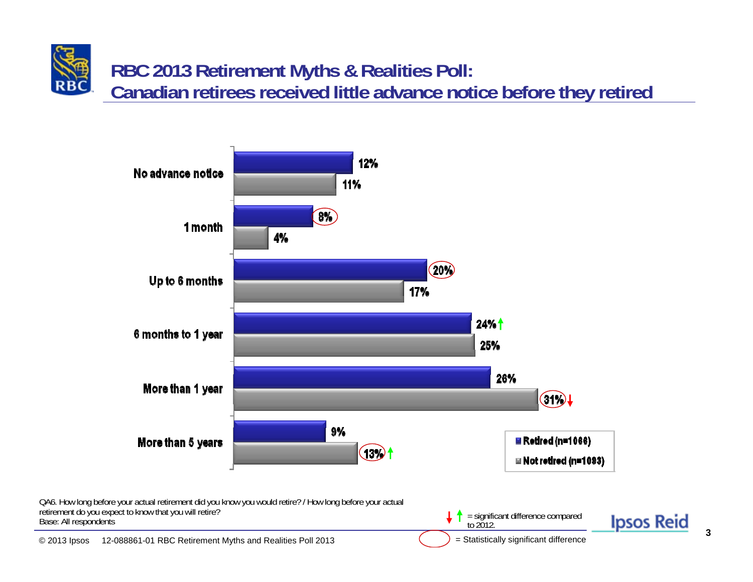# RBC 2013 Retirement Myths & Realities Poll:
## Canadian retirees received little advance notice before they retired

| | Retired (n=1066) | Not retired (n=1093) |
|---|---|---|
| No advance notice | 12% | 11% |
| 1 month | 8% (circled) | 4% |
| Up to 6 months | 20% (circled) | 17% |
| 6 months to 1 year | 24% ↑ | 25% |
| More than 1 year | 26% | 31% (circled) ↓ |
| More than 5 years | 9% | 13% (circled) ↑ |

QA6. How long before your actual retirement did you know you would retire? / How long before your actual retirement do you expect to know that you will retire?
Base: All respondents

↓ ↑ = significant difference compared to 2012.

(circled) = Statistically significant difference

© 2013 Ipsos 12-088861-01 RBC Retirement Myths and Realities Poll 2013

Ipsos Reid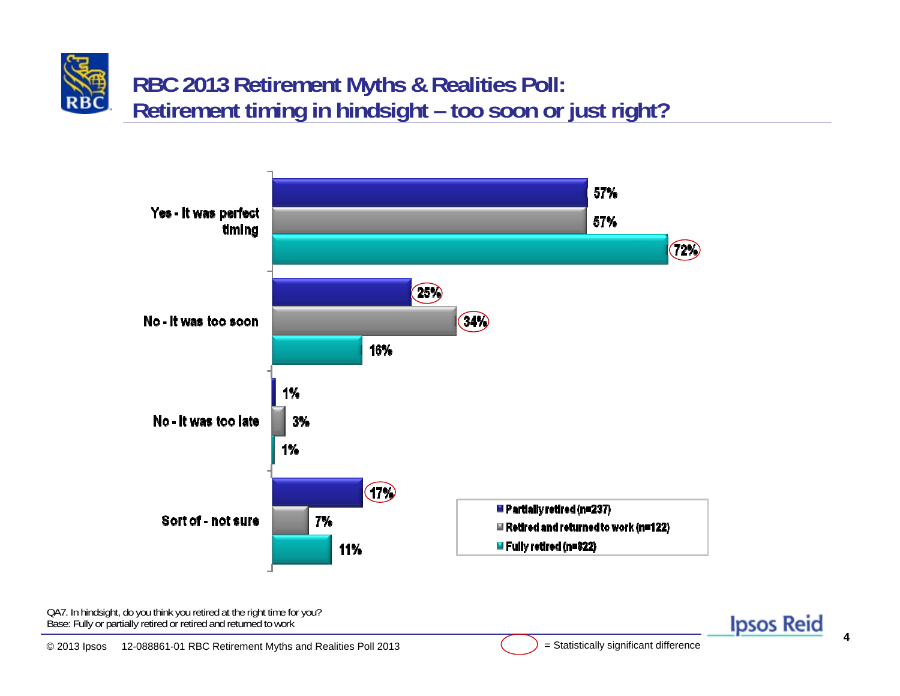# RBC 2013 Retirement Myths & Realities Poll: Retirement timing in hindsight – too soon or just right?

| | Partially retired (n=237) | Retired and returned to work (n=122) | Fully retired (n=822) |
|---|---|---|---|
| Yes - It was perfect timing | 57% | 57% | 72%* |
| No - It was too soon | 25%* | 34%* | 16% |
| No - It was too late | 1% | 3% | 1% |
| Sort of - not sure | 17%* | 7% | 11% |

QA7. In hindsight, do you think you retired at the right time for you?
Base: Fully or partially retired or retired and returned to work

* (circled) = Statistically significant difference

© 2013 Ipsos 12-088861-01 RBC Retirement Myths and Realities Poll 2013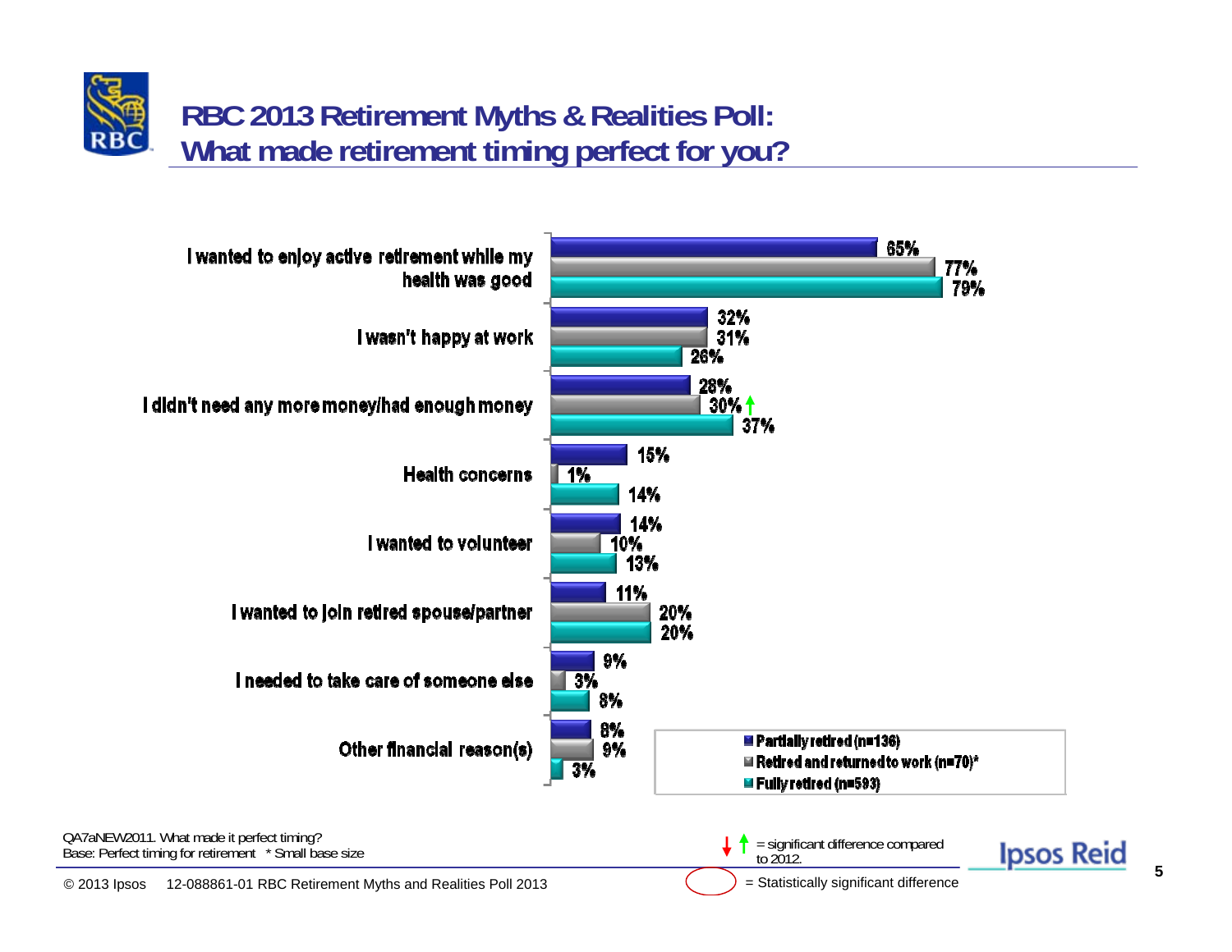# RBC 2013 Retirement Myths & Realities Poll: What made retirement timing perfect for you?

| | Partially retired (n=136) | Retired and returned to work (n=70)* | Fully retired (n=593) |
|---|---|---|---|
| I wanted to enjoy active retirement while my health was good | 65% | 77% | 79% |
| I wasn't happy at work | 32% | 31% | 26% |
| I didn't need any more money/had enough money | 28% | 30% ↑ | 37% |
| Health concerns | 15% | 1% | 14% |
| I wanted to volunteer | 14% | 10% | 13% |
| I wanted to join retired spouse/partner | 11% | 20% | 20% |
| I needed to take care of someone else | 9% | 3% | 8% |
| Other financial reason(s) | 8% | 9% | 3% |

QA7aNEW2011. What made it perfect timing?
Base: Perfect timing for retirement * Small base size

↓ ↑ = significant difference compared to 2012.

◯ = Statistically significant difference

© 2013 Ipsos 12-088861-01 RBC Retirement Myths and Realities Poll 2013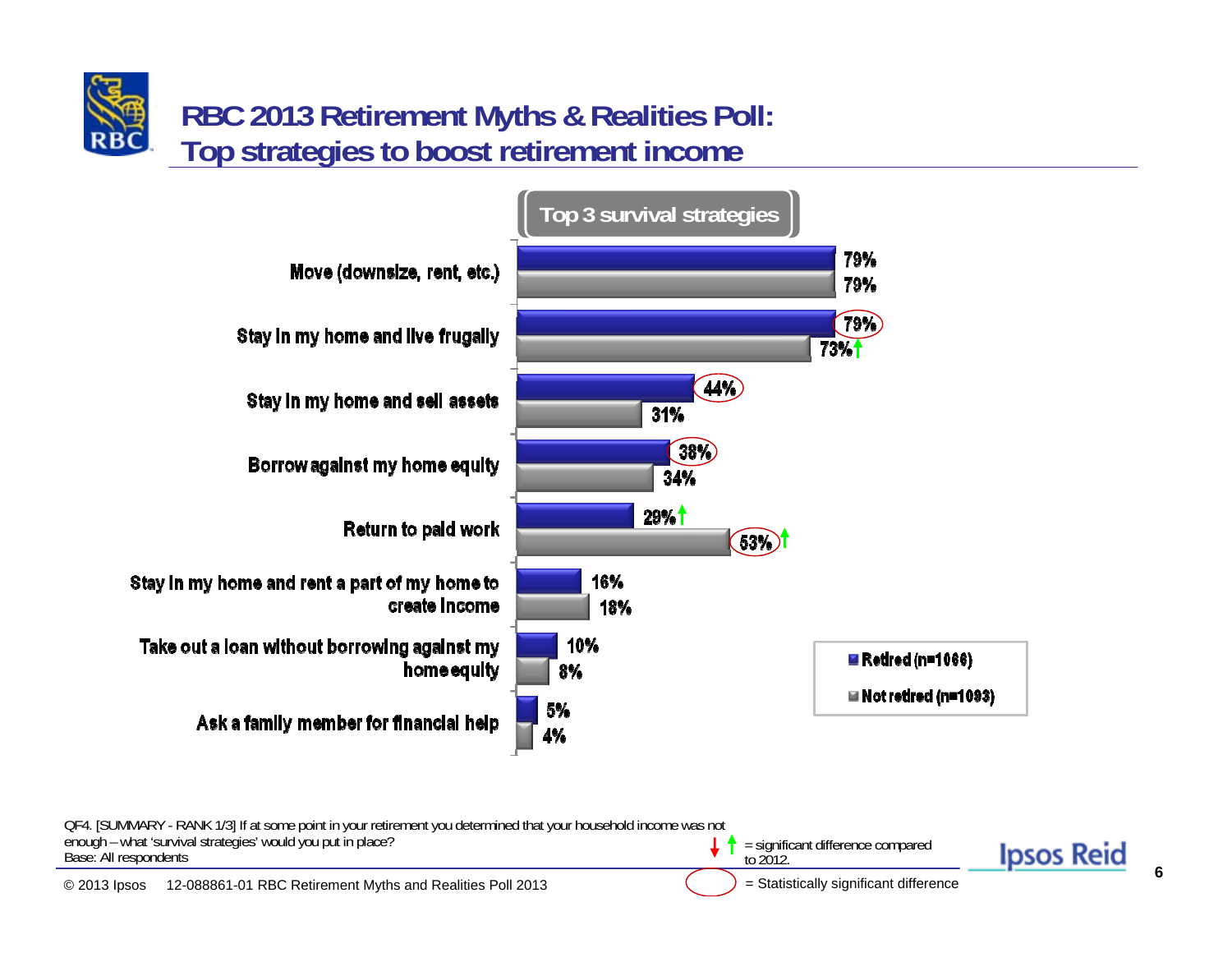# RBC 2013 Retirement Myths & Realities Poll: Top strategies to boost retirement income

Top 3 survival strategies

Move (downsize, rent, etc.)
79%
79%

Stay in my home and live frugally
79%
73%

Stay in my home and sell assets
44%
31%

Borrow against my home equity
38%
34%

Return to paid work
29%
53%

Stay in my home and rent a part of my home to create income
16%
18%

Take out a loan without borrowing against my home equity
10%
8%

Ask a family member for financial help
5%
4%

Retired (n=1066)
Not retired (n=1093)

QF4. [SUMMARY - RANK 1/3] If at some point in your retirement you determined that your household income was not enough – what 'survival strategies' would you put in place?
Base: All respondents

= significant difference compared to 2012.

= Statistically significant difference

© 2013 Ipsos 12-088861-01 RBC Retirement Myths and Realities Poll 2013

Ipsos Reid